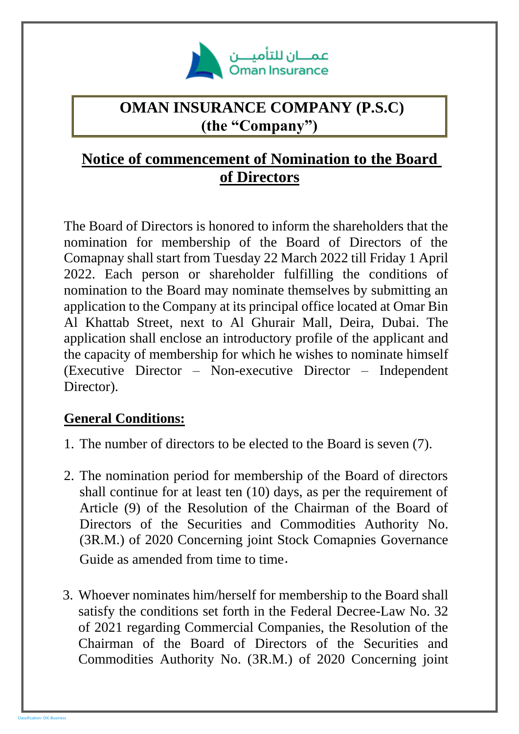عمـــان للتأميـــن
Oman Insurance

# OMAN INSURANCE COMPANY (P.S.C) (the "Company")

## Notice of commencement of Nomination to the Board of Directors

The Board of Directors is honored to inform the shareholders that the nomination for membership of the Board of Directors of the Comapnay shall start from Tuesday 22 March 2022 till Friday 1 April 2022. Each person or shareholder fulfilling the conditions of nomination to the Board may nominate themselves by submitting an application to the Company at its principal office located at Omar Bin Al Khattab Street, next to Al Ghurair Mall, Deira, Dubai. The application shall enclose an introductory profile of the applicant and the capacity of membership for which he wishes to nominate himself (Executive Director – Non-executive Director – Independent Director).

### General Conditions:

1. The number of directors to be elected to the Board is seven (7).

2. The nomination period for membership of the Board of directors shall continue for at least ten (10) days, as per the requirement of Article (9) of the Resolution of the Chairman of the Board of Directors of the Securities and Commodities Authority No. (3R.M.) of 2020 Concerning joint Stock Comapnies Governance Guide as amended from time to time.

3. Whoever nominates him/herself for membership to the Board shall satisfy the conditions set forth in the Federal Decree-Law No. 32 of 2021 regarding Commercial Companies, the Resolution of the Chairman of the Board of Directors of the Securities and Commodities Authority No. (3R.M.) of 2020 Concerning joint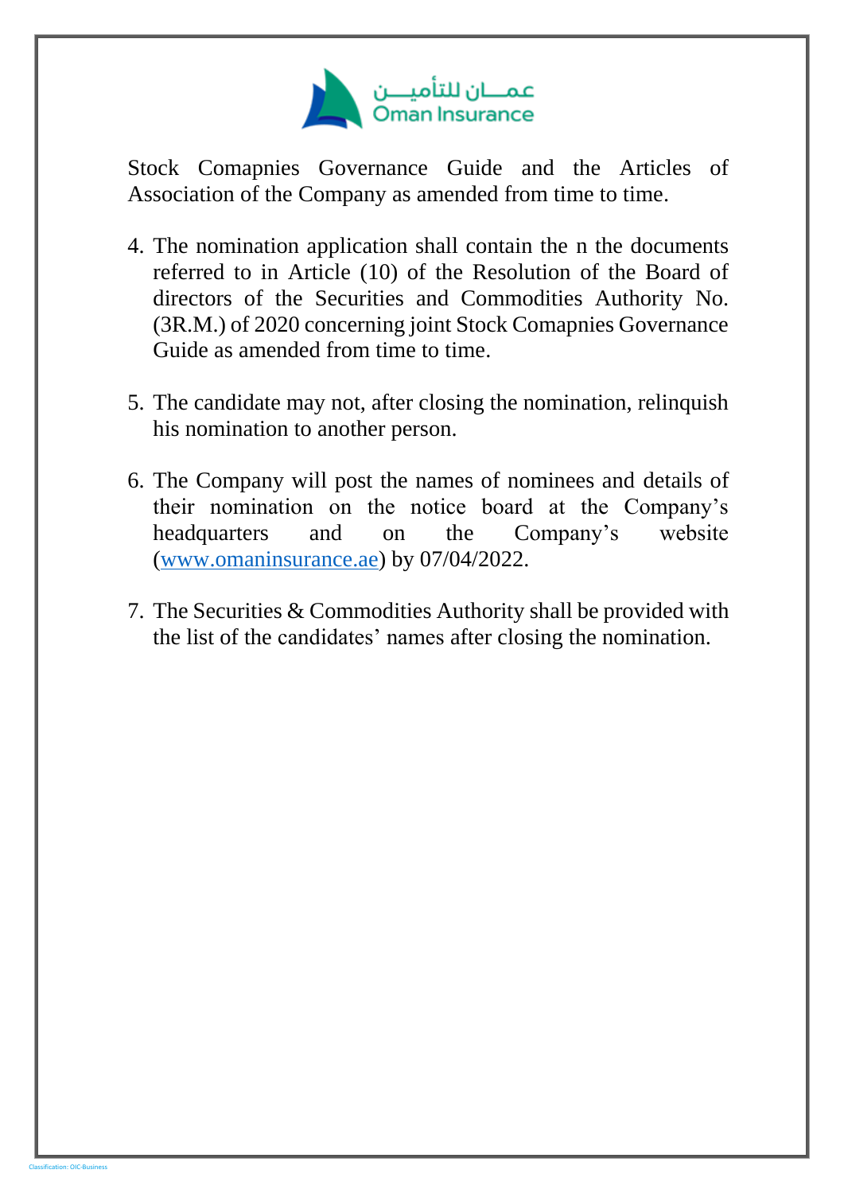Stock Comapnies Governance Guide and the Articles of Association of the Company as amended from time to time.

4. The nomination application shall contain the n the documents referred to in Article (10) of the Resolution of the Board of directors of the Securities and Commodities Authority No. (3R.M.) of 2020 concerning joint Stock Comapnies Governance Guide as amended from time to time.

5. The candidate may not, after closing the nomination, relinquish his nomination to another person.

6. The Company will post the names of nominees and details of their nomination on the notice board at the Company's headquarters and on the Company's website (www.omaninsurance.ae) by 07/04/2022.

7. The Securities & Commodities Authority shall be provided with the list of the candidates' names after closing the nomination.